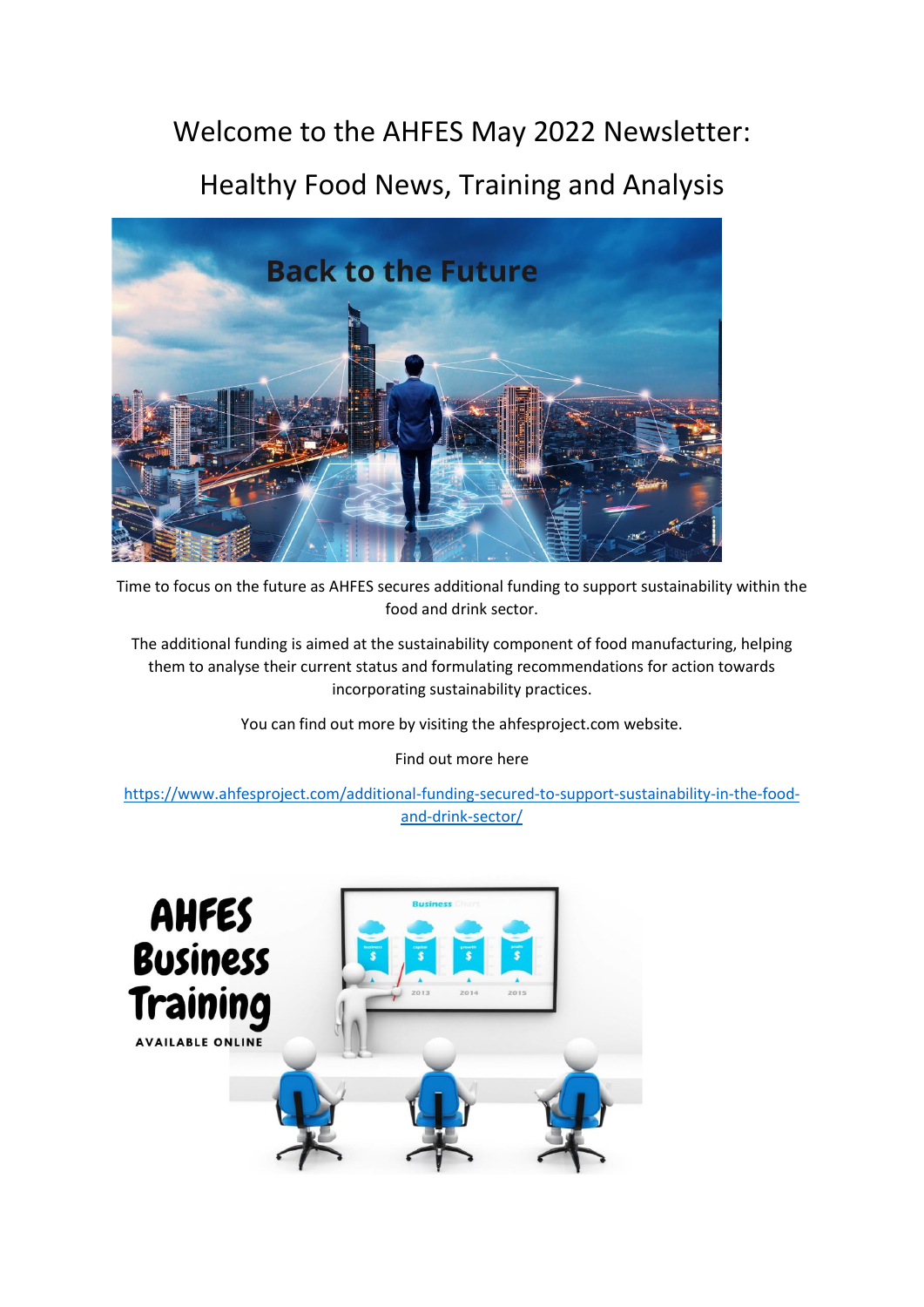# Welcome to the AHFES May 2022 Newsletter:

## Healthy Food News, Training and Analysis

Time to focus on the future as AHFES secures additional funding to support sustainability within the food and drink sector.

The additional funding is aimed at the sustainability component of food manufacturing, helping them to analyse their current status and formulating recommendations for action towards incorporating sustainability practices.

You can find out more by visiting the ahfesproject.com website.

Find out more here

https://www.ahfesproject.com/additional-funding-secured-to-support-sustainability-in-the-food-and-drink-sector/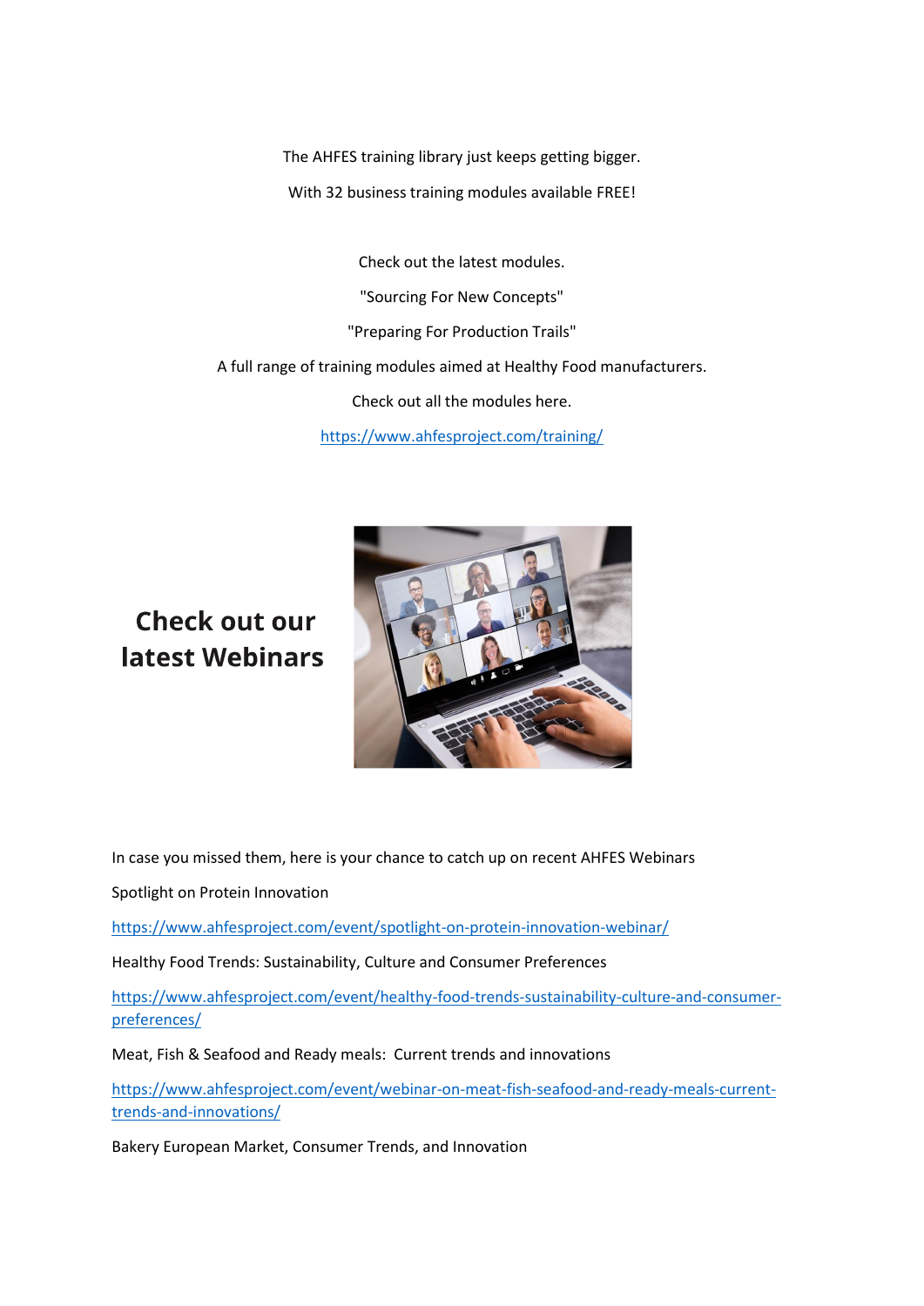The AHFES training library just keeps getting bigger.

With 32 business training modules available FREE!

Check out the latest modules.

"Sourcing For New Concepts"

"Preparing For Production Trails"

A full range of training modules aimed at Healthy Food manufacturers.

Check out all the modules here.

https://www.ahfesproject.com/training/

## Check out our latest Webinars

In case you missed them, here is your chance to catch up on recent AHFES Webinars

Spotlight on Protein Innovation

https://www.ahfesproject.com/event/spotlight-on-protein-innovation-webinar/

Healthy Food Trends: Sustainability, Culture and Consumer Preferences

https://www.ahfesproject.com/event/healthy-food-trends-sustainability-culture-and-consumer-preferences/

Meat, Fish & Seafood and Ready meals: Current trends and innovations

https://www.ahfesproject.com/event/webinar-on-meat-fish-seafood-and-ready-meals-current-trends-and-innovations/

Bakery European Market, Consumer Trends, and Innovation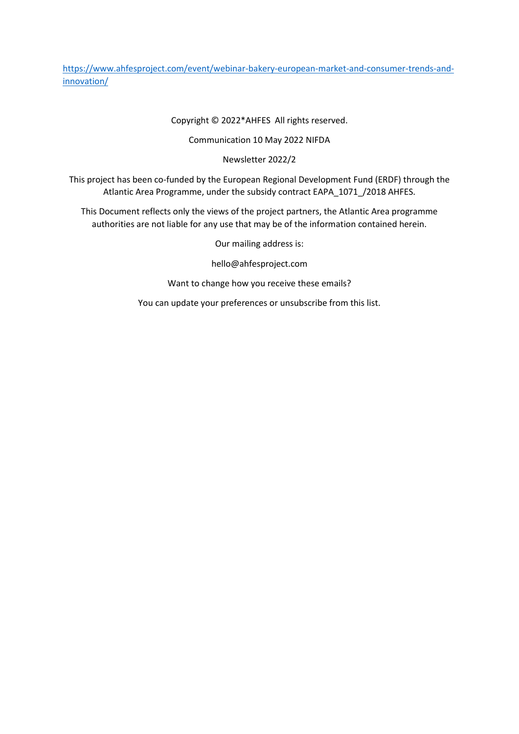[https://www.ahfesproject.com/event/webinar-bakery-european-market-and-consumer-trends-and-innovation/](https://www.ahfesproject.com/event/webinar-bakery-european-market-and-consumer-trends-and-innovation/)

Copyright © 2022*AHFES All rights reserved.

Communication 10 May 2022 NIFDA

Newsletter 2022/2

This project has been co-funded by the European Regional Development Fund (ERDF) through the Atlantic Area Programme, under the subsidy contract EAPA_1071_/2018 AHFES.

This Document reflects only the views of the project partners, the Atlantic Area programme authorities are not liable for any use that may be of the information contained herein.

Our mailing address is:

hello@ahfesproject.com

Want to change how you receive these emails?

You can update your preferences or unsubscribe from this list.